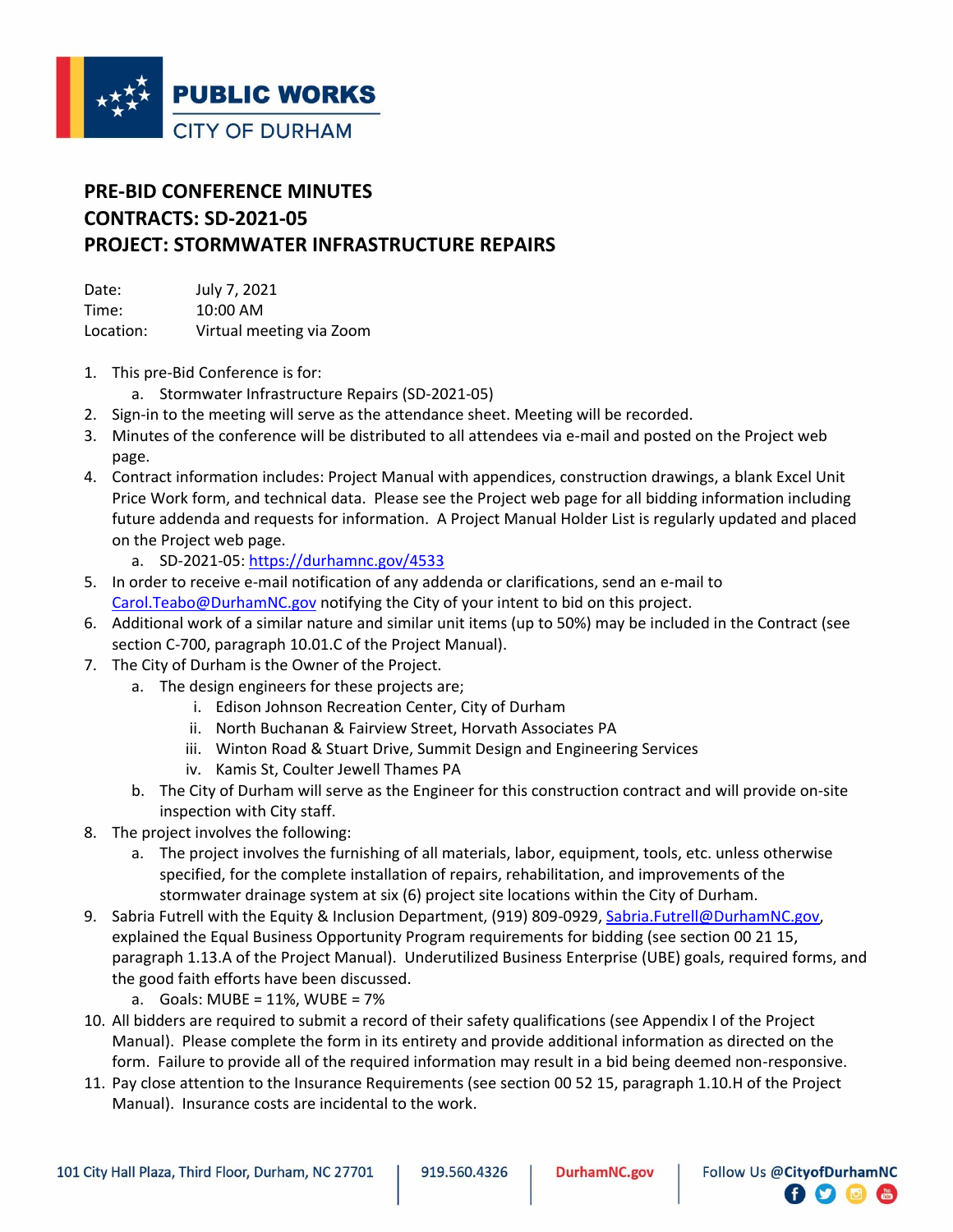**PUBLIC WORKS**
CITY OF DURHAM

# PRE-BID CONFERENCE MINUTES
# CONTRACTS: SD-2021-05
# PROJECT: STORMWATER INFRASTRUCTURE REPAIRS

Date: July 7, 2021
Time: 10:00 AM
Location: Virtual meeting via Zoom

1. This pre-Bid Conference is for:
   a. Stormwater Infrastructure Repairs (SD-2021-05)
2. Sign-in to the meeting will serve as the attendance sheet. Meeting will be recorded.
3. Minutes of the conference will be distributed to all attendees via e-mail and posted on the Project web page.
4. Contract information includes: Project Manual with appendices, construction drawings, a blank Excel Unit Price Work form, and technical data. Please see the Project web page for all bidding information including future addenda and requests for information. A Project Manual Holder List is regularly updated and placed on the Project web page.
   a. SD-2021-05: https://durhamnc.gov/4533
5. In order to receive e-mail notification of any addenda or clarifications, send an e-mail to Carol.Teabo@DurhamNC.gov notifying the City of your intent to bid on this project.
6. Additional work of a similar nature and similar unit items (up to 50%) may be included in the Contract (see section C-700, paragraph 10.01.C of the Project Manual).
7. The City of Durham is the Owner of the Project.
   a. The design engineers for these projects are;
      i. Edison Johnson Recreation Center, City of Durham
      ii. North Buchanan & Fairview Street, Horvath Associates PA
      iii. Winton Road & Stuart Drive, Summit Design and Engineering Services
      iv. Kamis St, Coulter Jewell Thames PA
   b. The City of Durham will serve as the Engineer for this construction contract and will provide on-site inspection with City staff.
8. The project involves the following:
   a. The project involves the furnishing of all materials, labor, equipment, tools, etc. unless otherwise specified, for the complete installation of repairs, rehabilitation, and improvements of the stormwater drainage system at six (6) project site locations within the City of Durham.
9. Sabria Futrell with the Equity & Inclusion Department, (919) 809-0929, Sabria.Futrell@DurhamNC.gov, explained the Equal Business Opportunity Program requirements for bidding (see section 00 21 15, paragraph 1.13.A of the Project Manual). Underutilized Business Enterprise (UBE) goals, required forms, and the good faith efforts have been discussed.
   a. Goals: MUBE = 11%, WUBE = 7%
10. All bidders are required to submit a record of their safety qualifications (see Appendix I of the Project Manual). Please complete the form in its entirety and provide additional information as directed on the form. Failure to provide all of the required information may result in a bid being deemed non-responsive.
11. Pay close attention to the Insurance Requirements (see section 00 52 15, paragraph 1.10.H of the Project Manual). Insurance costs are incidental to the work.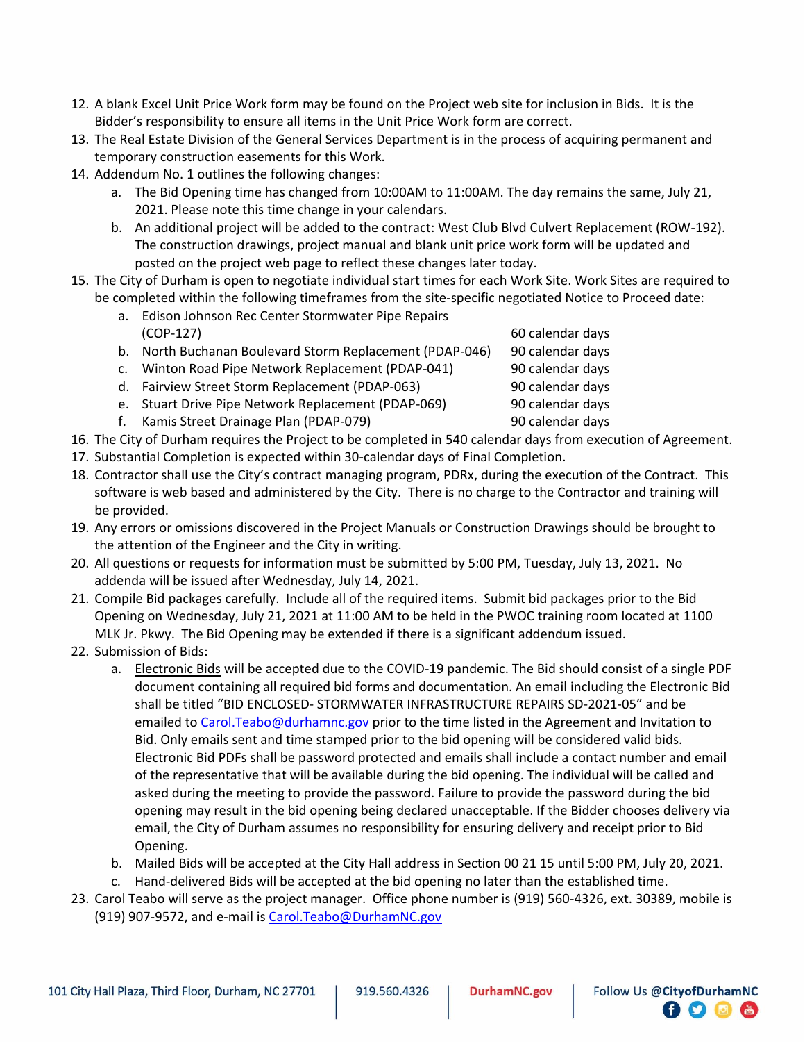12. A blank Excel Unit Price Work form may be found on the Project web site for inclusion in Bids. It is the Bidder's responsibility to ensure all items in the Unit Price Work form are correct.
13. The Real Estate Division of the General Services Department is in the process of acquiring permanent and temporary construction easements for this Work.
14. Addendum No. 1 outlines the following changes:
    a. The Bid Opening time has changed from 10:00AM to 11:00AM. The day remains the same, July 21, 2021. Please note this time change in your calendars.
    b. An additional project will be added to the contract: West Club Blvd Culvert Replacement (ROW-192). The construction drawings, project manual and blank unit price work form will be updated and posted on the project web page to reflect these changes later today.
15. The City of Durham is open to negotiate individual start times for each Work Site. Work Sites are required to be completed within the following timeframes from the site-specific negotiated Notice to Proceed date:
    a. Edison Johnson Rec Center Stormwater Pipe Repairs (COP-127) — 60 calendar days
    b. North Buchanan Boulevard Storm Replacement (PDAP-046) — 90 calendar days
    c. Winton Road Pipe Network Replacement (PDAP-041) — 90 calendar days
    d. Fairview Street Storm Replacement (PDAP-063) — 90 calendar days
    e. Stuart Drive Pipe Network Replacement (PDAP-069) — 90 calendar days
    f. Kamis Street Drainage Plan (PDAP-079) — 90 calendar days
16. The City of Durham requires the Project to be completed in 540 calendar days from execution of Agreement.
17. Substantial Completion is expected within 30-calendar days of Final Completion.
18. Contractor shall use the City's contract managing program, PDRx, during the execution of the Contract. This software is web based and administered by the City. There is no charge to the Contractor and training will be provided.
19. Any errors or omissions discovered in the Project Manuals or Construction Drawings should be brought to the attention of the Engineer and the City in writing.
20. All questions or requests for information must be submitted by 5:00 PM, Tuesday, July 13, 2021. No addenda will be issued after Wednesday, July 14, 2021.
21. Compile Bid packages carefully. Include all of the required items. Submit bid packages prior to the Bid Opening on Wednesday, July 21, 2021 at 11:00 AM to be held in the PWOC training room located at 1100 MLK Jr. Pkwy. The Bid Opening may be extended if there is a significant addendum issued.
22. Submission of Bids:
    a. Electronic Bids will be accepted due to the COVID-19 pandemic. The Bid should consist of a single PDF document containing all required bid forms and documentation. An email including the Electronic Bid shall be titled "BID ENCLOSED- STORMWATER INFRASTRUCTURE REPAIRS SD-2021-05" and be emailed to Carol.Teabo@durhamnc.gov prior to the time listed in the Agreement and Invitation to Bid. Only emails sent and time stamped prior to the bid opening will be considered valid bids. Electronic Bid PDFs shall be password protected and emails shall include a contact number and email of the representative that will be available during the bid opening. The individual will be called and asked during the meeting to provide the password. Failure to provide the password during the bid opening may result in the bid opening being declared unacceptable. If the Bidder chooses delivery via email, the City of Durham assumes no responsibility for ensuring delivery and receipt prior to Bid Opening.
    b. Mailed Bids will be accepted at the City Hall address in Section 00 21 15 until 5:00 PM, July 20, 2021.
    c. Hand-delivered Bids will be accepted at the bid opening no later than the established time.
23. Carol Teabo will serve as the project manager. Office phone number is (919) 560-4326, ext. 30389, mobile is (919) 907-9572, and e-mail is Carol.Teabo@DurhamNC.gov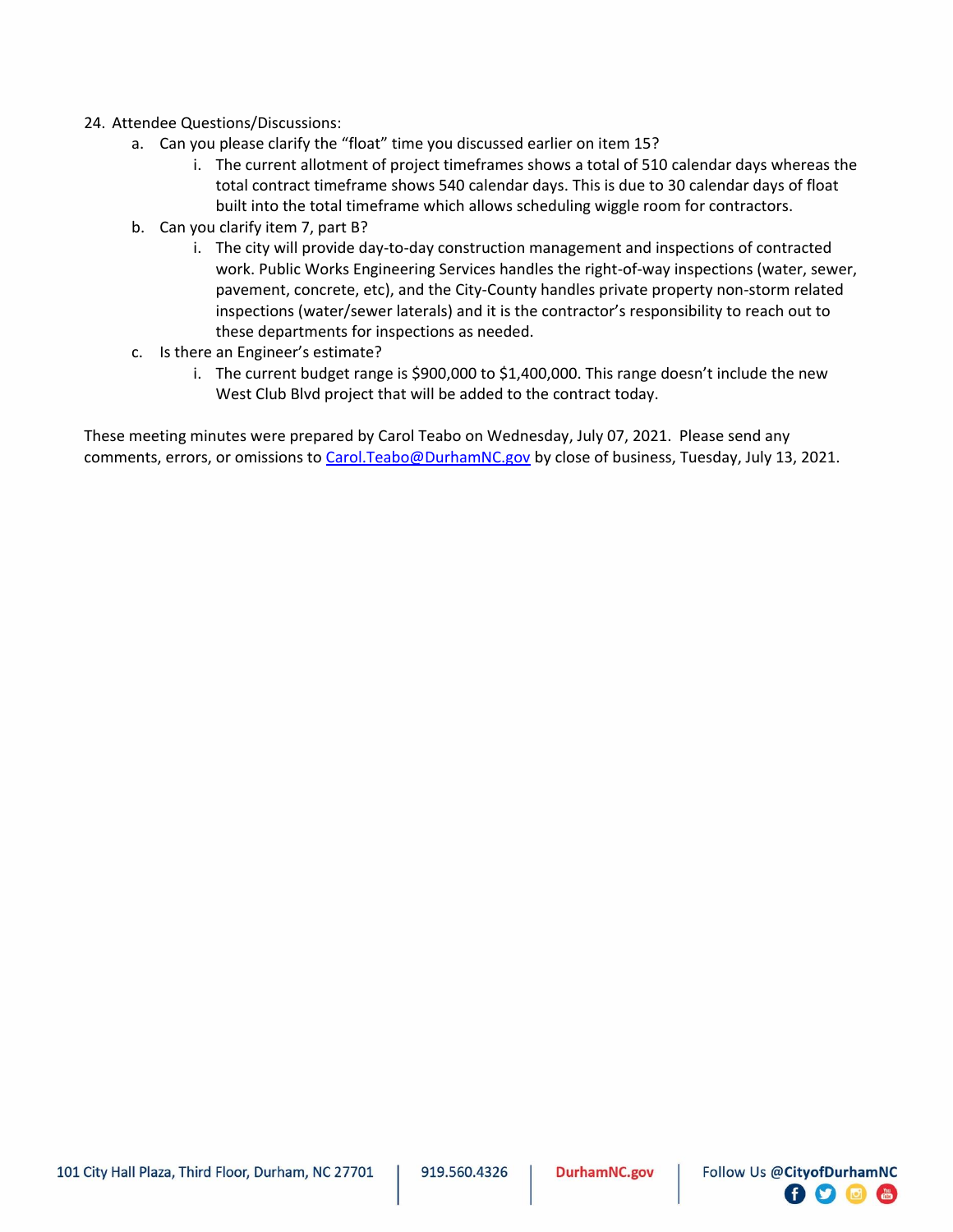24. Attendee Questions/Discussions:
    a. Can you please clarify the “float” time you discussed earlier on item 15?
        i. The current allotment of project timeframes shows a total of 510 calendar days whereas the total contract timeframe shows 540 calendar days. This is due to 30 calendar days of float built into the total timeframe which allows scheduling wiggle room for contractors.
    b. Can you clarify item 7, part B?
        i. The city will provide day-to-day construction management and inspections of contracted work. Public Works Engineering Services handles the right-of-way inspections (water, sewer, pavement, concrete, etc), and the City-County handles private property non-storm related inspections (water/sewer laterals) and it is the contractor’s responsibility to reach out to these departments for inspections as needed.
    c. Is there an Engineer’s estimate?
        i. The current budget range is $900,000 to $1,400,000. This range doesn’t include the new West Club Blvd project that will be added to the contract today.

These meeting minutes were prepared by Carol Teabo on Wednesday, July 07, 2021. Please send any comments, errors, or omissions to Carol.Teabo@DurhamNC.gov by close of business, Tuesday, July 13, 2021.